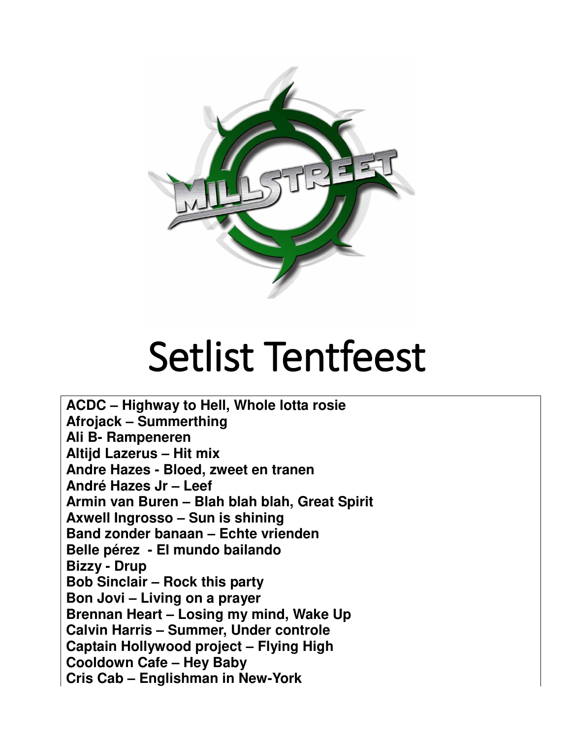# Setlist Tentfeest

**ACDC – Highway to Hell, Whole lotta rosie**
**Afrojack – Summerthing**
**Ali B- Rampeneren**
**Altijd Lazerus – Hit mix**
**Andre Hazes - Bloed, zweet en tranen**
**André Hazes Jr – Leef**
**Armin van Buren – Blah blah blah, Great Spirit**
**Axwell Ingrosso – Sun is shining**
**Band zonder banaan – Echte vrienden**
**Belle pérez - El mundo bailando**
**Bizzy - Drup**
**Bob Sinclair – Rock this party**
**Bon Jovi – Living on a prayer**
**Brennan Heart – Losing my mind, Wake Up**
**Calvin Harris – Summer, Under controle**
**Captain Hollywood project – Flying High**
**Cooldown Cafe – Hey Baby**
**Cris Cab – Englishman in New-York**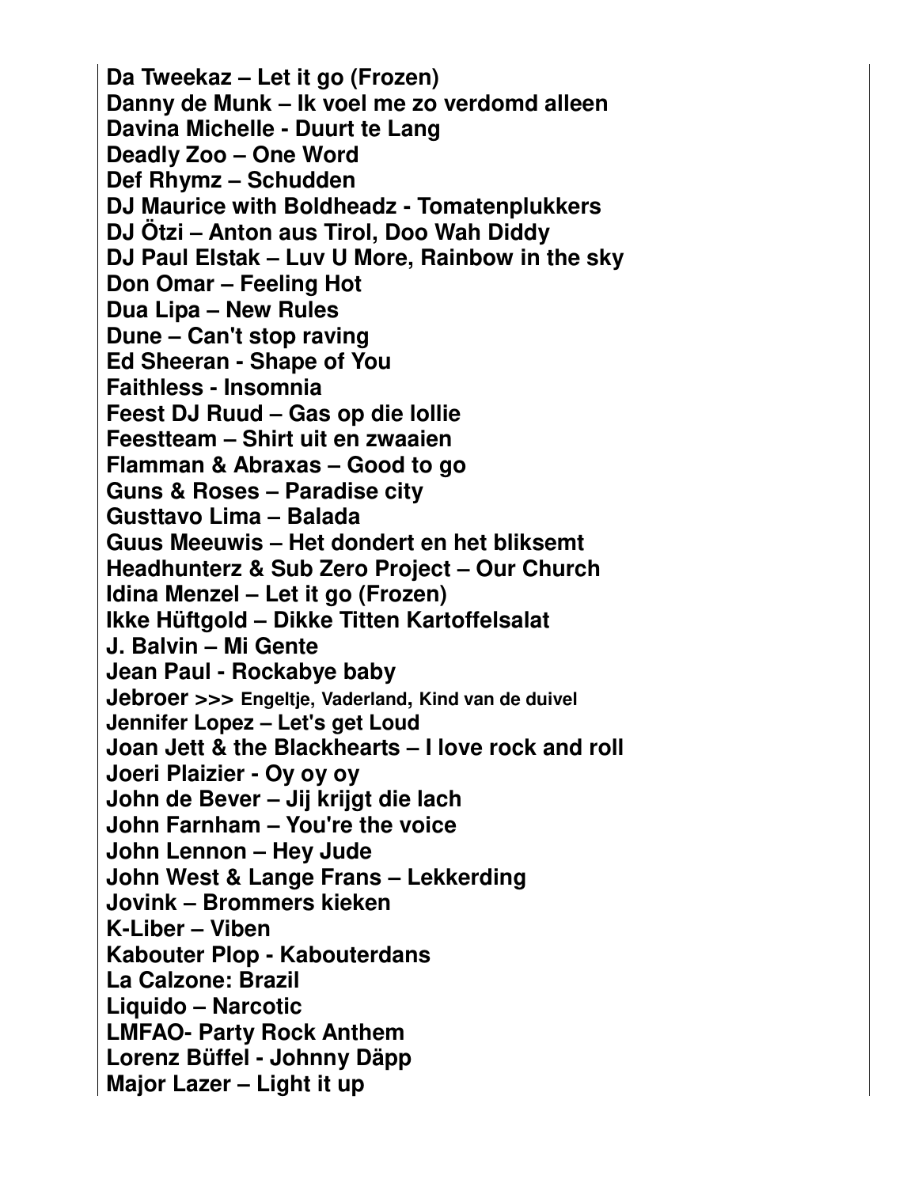**Da Tweekaz – Let it go (Frozen)**
**Danny de Munk – Ik voel me zo verdomd alleen**
**Davina Michelle - Duurt te Lang**
**Deadly Zoo – One Word**
**Def Rhymz – Schudden**
**DJ Maurice with Boldheadz - Tomatenplukkers**
**DJ Ötzi – Anton aus Tirol, Doo Wah Diddy**
**DJ Paul Elstak – Luv U More, Rainbow in the sky**
**Don Omar – Feeling Hot**
**Dua Lipa – New Rules**
**Dune – Can't stop raving**
**Ed Sheeran - Shape of You**
**Faithless - Insomnia**
**Feest DJ Ruud – Gas op die lollie**
**Feestteam – Shirt uit en zwaaien**
**Flamman & Abraxas – Good to go**
**Guns & Roses – Paradise city**
**Gusttavo Lima – Balada**
**Guus Meeuwis – Het dondert en het bliksemt**
**Headhunterz & Sub Zero Project – Our Church**
**Idina Menzel – Let it go (Frozen)**
**Ikke Hüftgold – Dikke Titten Kartoffelsalat**
**J. Balvin – Mi Gente**
**Jean Paul - Rockabye baby**
**Jebroer >>> Engeltje, Vaderland, Kind van de duivel**
**Jennifer Lopez – Let's get Loud**
**Joan Jett & the Blackhearts – I love rock and roll**
**Joeri Plaizier - Oy oy oy**
**John de Bever – Jij krijgt die lach**
**John Farnham – You're the voice**
**John Lennon – Hey Jude**
**John West & Lange Frans – Lekkerding**
**Jovink – Brommers kieken**
**K-Liber – Viben**
**Kabouter Plop - Kabouterdans**
**La Calzone: Brazil**
**Liquido – Narcotic**
**LMFAO- Party Rock Anthem**
**Lorenz Büffel - Johnny Däpp**
**Major Lazer – Light it up**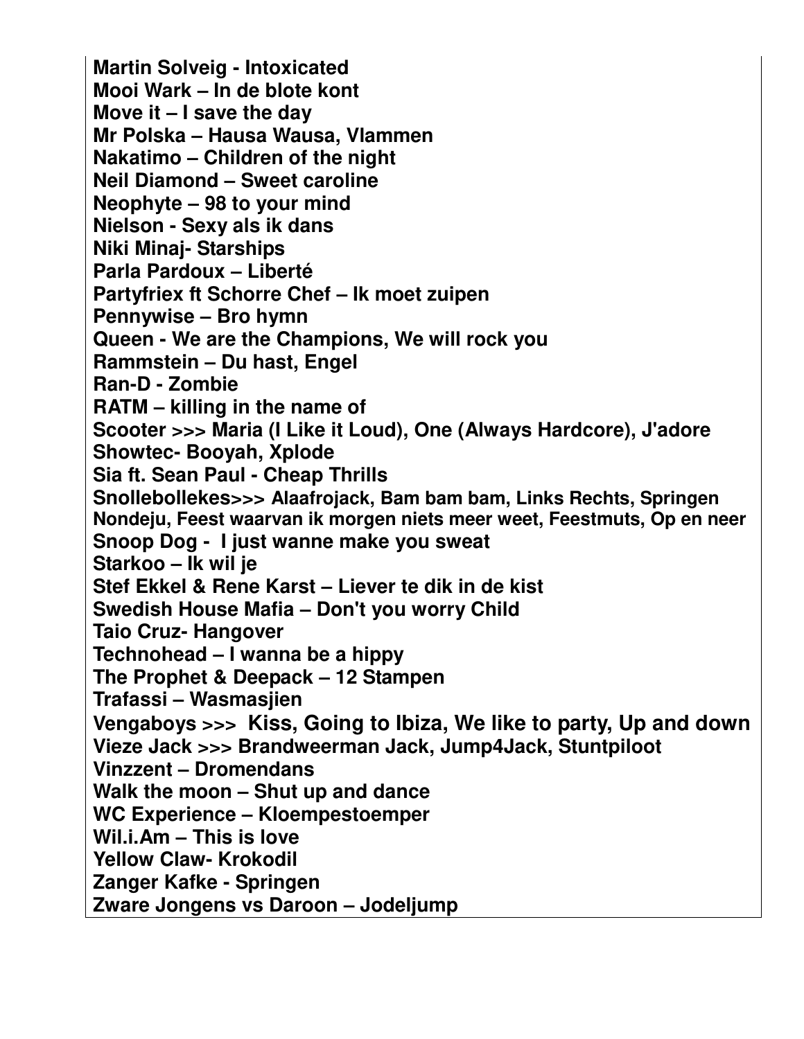**Martin Solveig - Intoxicated**
**Mooi Wark – In de blote kont**
**Move it – I save the day**
**Mr Polska – Hausa Wausa, Vlammen**
**Nakatimo – Children of the night**
**Neil Diamond – Sweet caroline**
**Neophyte – 98 to your mind**
**Nielson - Sexy als ik dans**
**Niki Minaj- Starships**
**Parla Pardoux – Liberté**
**Partyfriex ft Schorre Chef – Ik moet zuipen**
**Pennywise – Bro hymn**
**Queen - We are the Champions, We will rock you**
**Rammstein – Du hast, Engel**
**Ran-D - Zombie**
**RATM – killing in the name of**
**Scooter >>> Maria (I Like it Loud), One (Always Hardcore), J'adore**
**Showtec- Booyah, Xplode**
**Sia ft. Sean Paul - Cheap Thrills**
**Snollebollekes>>> Alaafrojack, Bam bam bam, Links Rechts, Springen Nondeju, Feest waarvan ik morgen niets meer weet, Feestmuts, Op en neer**
**Snoop Dog - I just wanne make you sweat**
**Starkoo – Ik wil je**
**Stef Ekkel & Rene Karst – Liever te dik in de kist**
**Swedish House Mafia – Don't you worry Child**
**Taio Cruz- Hangover**
**Technohead – I wanna be a hippy**
**The Prophet & Deepack – 12 Stampen**
**Trafassi – Wasmasjien**
**Vengaboys >>> Kiss, Going to Ibiza, We like to party, Up and down**
**Vieze Jack >>> Brandweerman Jack, Jump4Jack, Stuntpiloot**
**Vinzzent – Dromendans**
**Walk the moon – Shut up and dance**
**WC Experience – Kloempestoemper**
**Wil.i.Am – This is love**
**Yellow Claw- Krokodil**
**Zanger Kafke - Springen**
**Zware Jongens vs Daroon – Jodeljump**